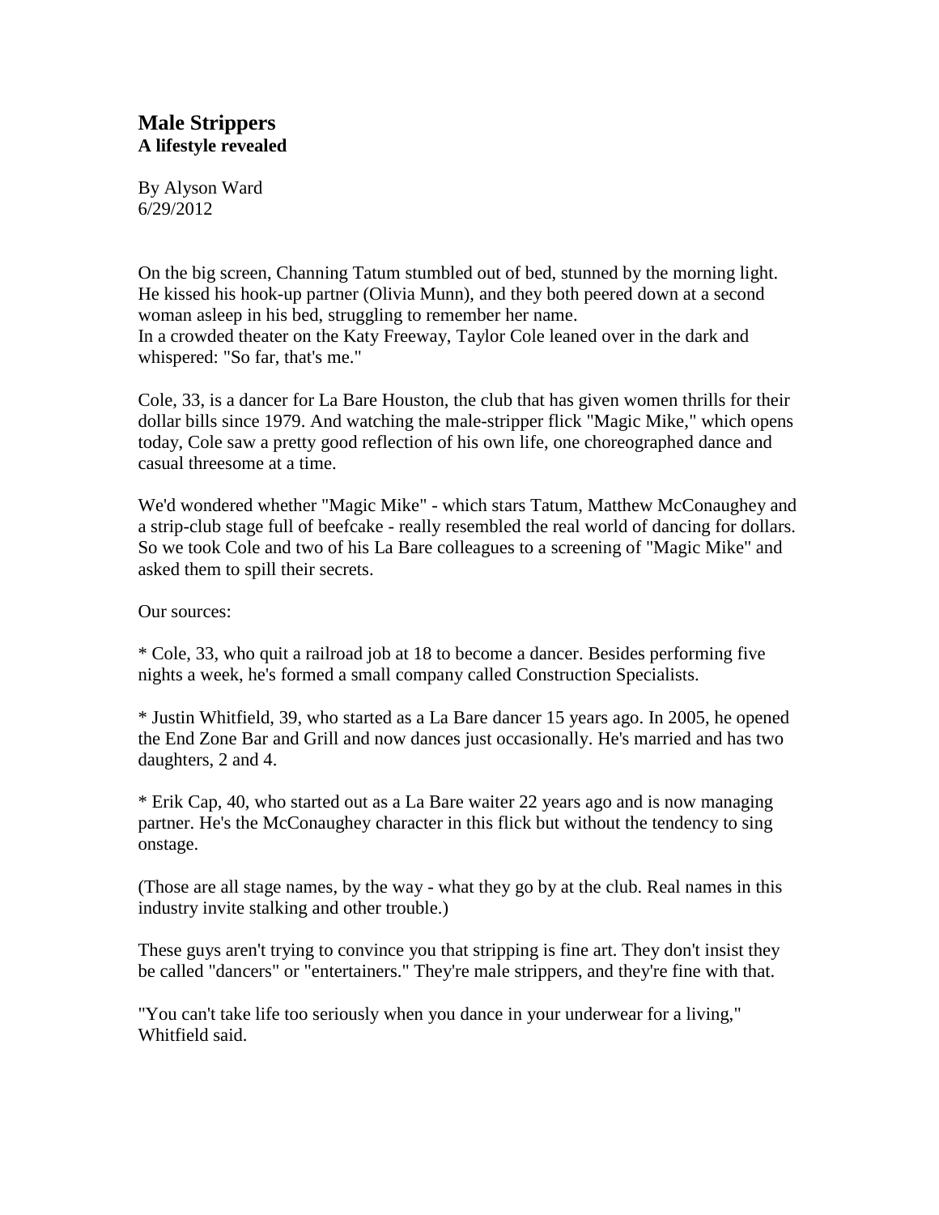# Male Strippers
**A lifestyle revealed**

By Alyson Ward
6/29/2012

On the big screen, Channing Tatum stumbled out of bed, stunned by the morning light. He kissed his hook-up partner (Olivia Munn), and they both peered down at a second woman asleep in his bed, struggling to remember her name.
In a crowded theater on the Katy Freeway, Taylor Cole leaned over in the dark and whispered: "So far, that's me."

Cole, 33, is a dancer for La Bare Houston, the club that has given women thrills for their dollar bills since 1979. And watching the male-stripper flick "Magic Mike," which opens today, Cole saw a pretty good reflection of his own life, one choreographed dance and casual threesome at a time.

We'd wondered whether "Magic Mike" - which stars Tatum, Matthew McConaughey and a strip-club stage full of beefcake - really resembled the real world of dancing for dollars. So we took Cole and two of his La Bare colleagues to a screening of "Magic Mike" and asked them to spill their secrets.

Our sources:

* Cole, 33, who quit a railroad job at 18 to become a dancer. Besides performing five nights a week, he's formed a small company called Construction Specialists.

* Justin Whitfield, 39, who started as a La Bare dancer 15 years ago. In 2005, he opened the End Zone Bar and Grill and now dances just occasionally. He's married and has two daughters, 2 and 4.

* Erik Cap, 40, who started out as a La Bare waiter 22 years ago and is now managing partner. He's the McConaughey character in this flick but without the tendency to sing onstage.

(Those are all stage names, by the way - what they go by at the club. Real names in this industry invite stalking and other trouble.)

These guys aren't trying to convince you that stripping is fine art. They don't insist they be called "dancers" or "entertainers." They're male strippers, and they're fine with that.

"You can't take life too seriously when you dance in your underwear for a living," Whitfield said.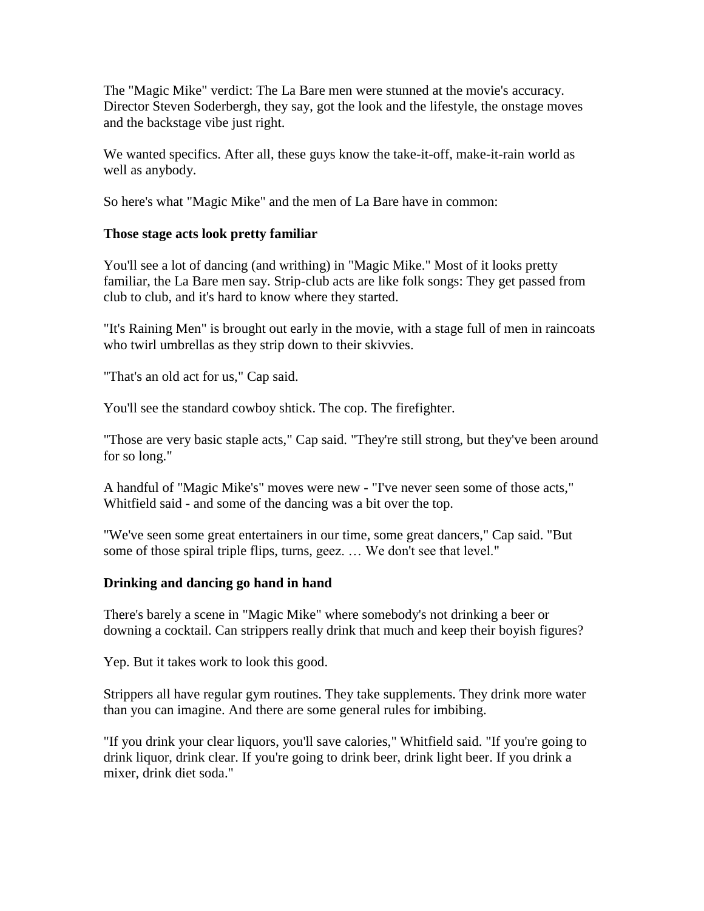The "Magic Mike" verdict: The La Bare men were stunned at the movie's accuracy. Director Steven Soderbergh, they say, got the look and the lifestyle, the onstage moves and the backstage vibe just right.

We wanted specifics. After all, these guys know the take-it-off, make-it-rain world as well as anybody.

So here's what "Magic Mike" and the men of La Bare have in common:

**Those stage acts look pretty familiar**

You'll see a lot of dancing (and writhing) in "Magic Mike." Most of it looks pretty familiar, the La Bare men say. Strip-club acts are like folk songs: They get passed from club to club, and it's hard to know where they started.

"It's Raining Men" is brought out early in the movie, with a stage full of men in raincoats who twirl umbrellas as they strip down to their skivvies.

"That's an old act for us," Cap said.

You'll see the standard cowboy shtick. The cop. The firefighter.

"Those are very basic staple acts," Cap said. "They're still strong, but they've been around for so long."

A handful of "Magic Mike's" moves were new - "I've never seen some of those acts," Whitfield said - and some of the dancing was a bit over the top.

"We've seen some great entertainers in our time, some great dancers," Cap said. "But some of those spiral triple flips, turns, geez. … We don't see that level."

**Drinking and dancing go hand in hand**

There's barely a scene in "Magic Mike" where somebody's not drinking a beer or downing a cocktail. Can strippers really drink that much and keep their boyish figures?

Yep. But it takes work to look this good.

Strippers all have regular gym routines. They take supplements. They drink more water than you can imagine. And there are some general rules for imbibing.

"If you drink your clear liquors, you'll save calories," Whitfield said. "If you're going to drink liquor, drink clear. If you're going to drink beer, drink light beer. If you drink a mixer, drink diet soda."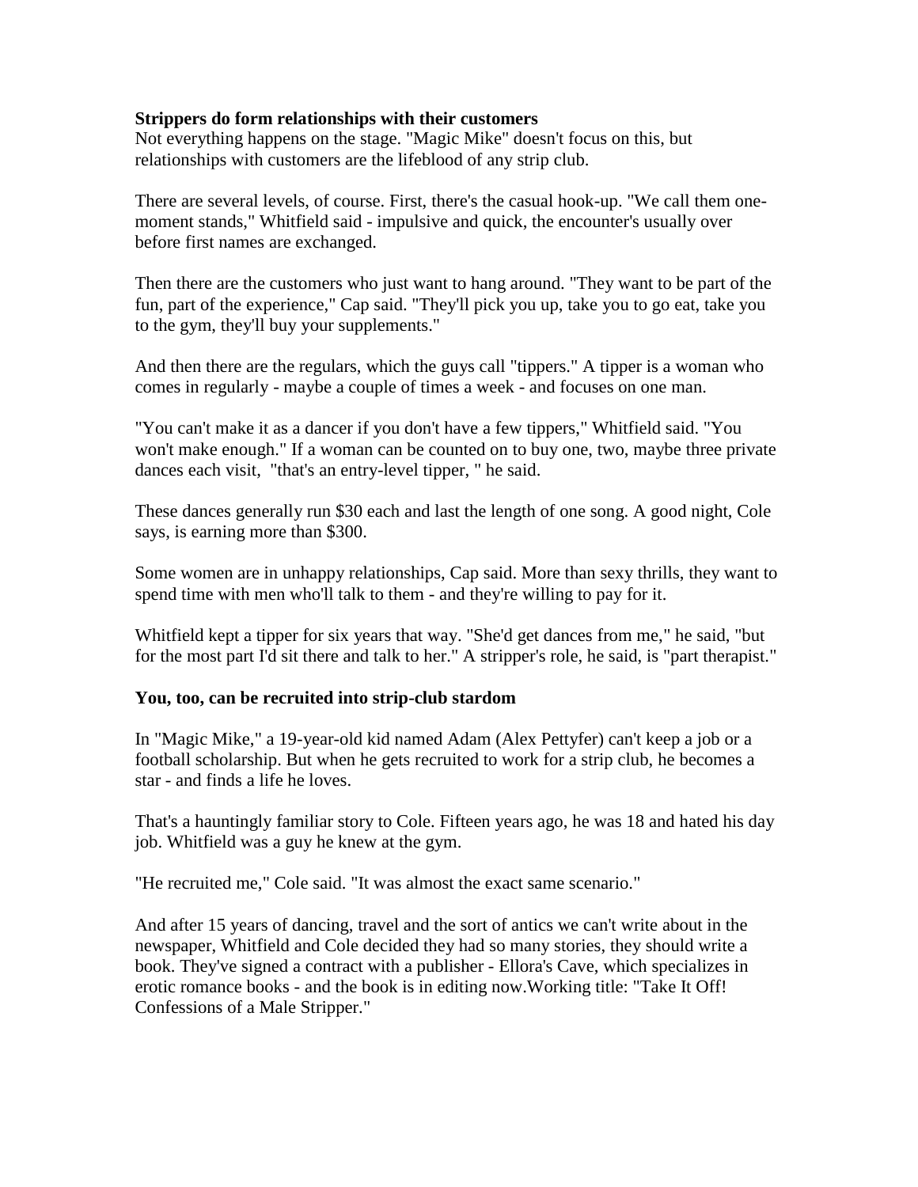**Strippers do form relationships with their customers**

Not everything happens on the stage. "Magic Mike" doesn't focus on this, but relationships with customers are the lifeblood of any strip club.

There are several levels, of course. First, there's the casual hook-up. "We call them one-moment stands," Whitfield said - impulsive and quick, the encounter's usually over before first names are exchanged.

Then there are the customers who just want to hang around. "They want to be part of the fun, part of the experience," Cap said. "They'll pick you up, take you to go eat, take you to the gym, they'll buy your supplements."

And then there are the regulars, which the guys call "tippers." A tipper is a woman who comes in regularly - maybe a couple of times a week - and focuses on one man.

"You can't make it as a dancer if you don't have a few tippers," Whitfield said. "You won't make enough." If a woman can be counted on to buy one, two, maybe three private dances each visit, "that's an entry-level tipper, " he said.

These dances generally run $30 each and last the length of one song. A good night, Cole says, is earning more than $300.

Some women are in unhappy relationships, Cap said. More than sexy thrills, they want to spend time with men who'll talk to them - and they're willing to pay for it.

Whitfield kept a tipper for six years that way. "She'd get dances from me," he said, "but for the most part I'd sit there and talk to her." A stripper's role, he said, is "part therapist."

**You, too, can be recruited into strip-club stardom**

In "Magic Mike," a 19-year-old kid named Adam (Alex Pettyfer) can't keep a job or a football scholarship. But when he gets recruited to work for a strip club, he becomes a star - and finds a life he loves.

That's a hauntingly familiar story to Cole. Fifteen years ago, he was 18 and hated his day job. Whitfield was a guy he knew at the gym.

"He recruited me," Cole said. "It was almost the exact same scenario."

And after 15 years of dancing, travel and the sort of antics we can't write about in the newspaper, Whitfield and Cole decided they had so many stories, they should write a book. They've signed a contract with a publisher - Ellora's Cave, which specializes in erotic romance books - and the book is in editing now.Working title: "Take It Off! Confessions of a Male Stripper."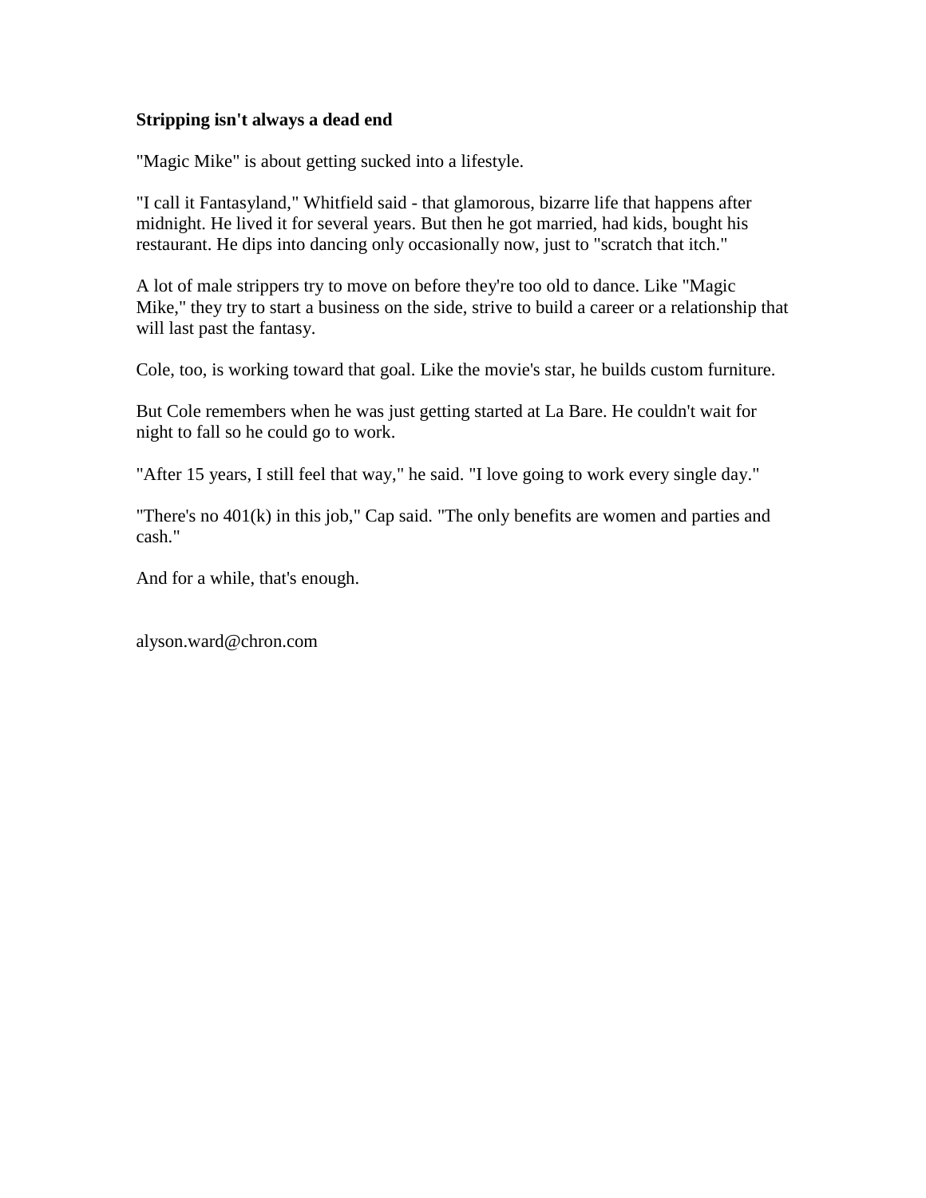**Stripping isn't always a dead end**

"Magic Mike" is about getting sucked into a lifestyle.

"I call it Fantasyland," Whitfield said - that glamorous, bizarre life that happens after midnight. He lived it for several years. But then he got married, had kids, bought his restaurant. He dips into dancing only occasionally now, just to "scratch that itch."

A lot of male strippers try to move on before they're too old to dance. Like "Magic Mike," they try to start a business on the side, strive to build a career or a relationship that will last past the fantasy.

Cole, too, is working toward that goal. Like the movie's star, he builds custom furniture.

But Cole remembers when he was just getting started at La Bare. He couldn't wait for night to fall so he could go to work.

"After 15 years, I still feel that way," he said. "I love going to work every single day."

"There's no 401(k) in this job," Cap said. "The only benefits are women and parties and cash."

And for a while, that's enough.

alyson.ward@chron.com